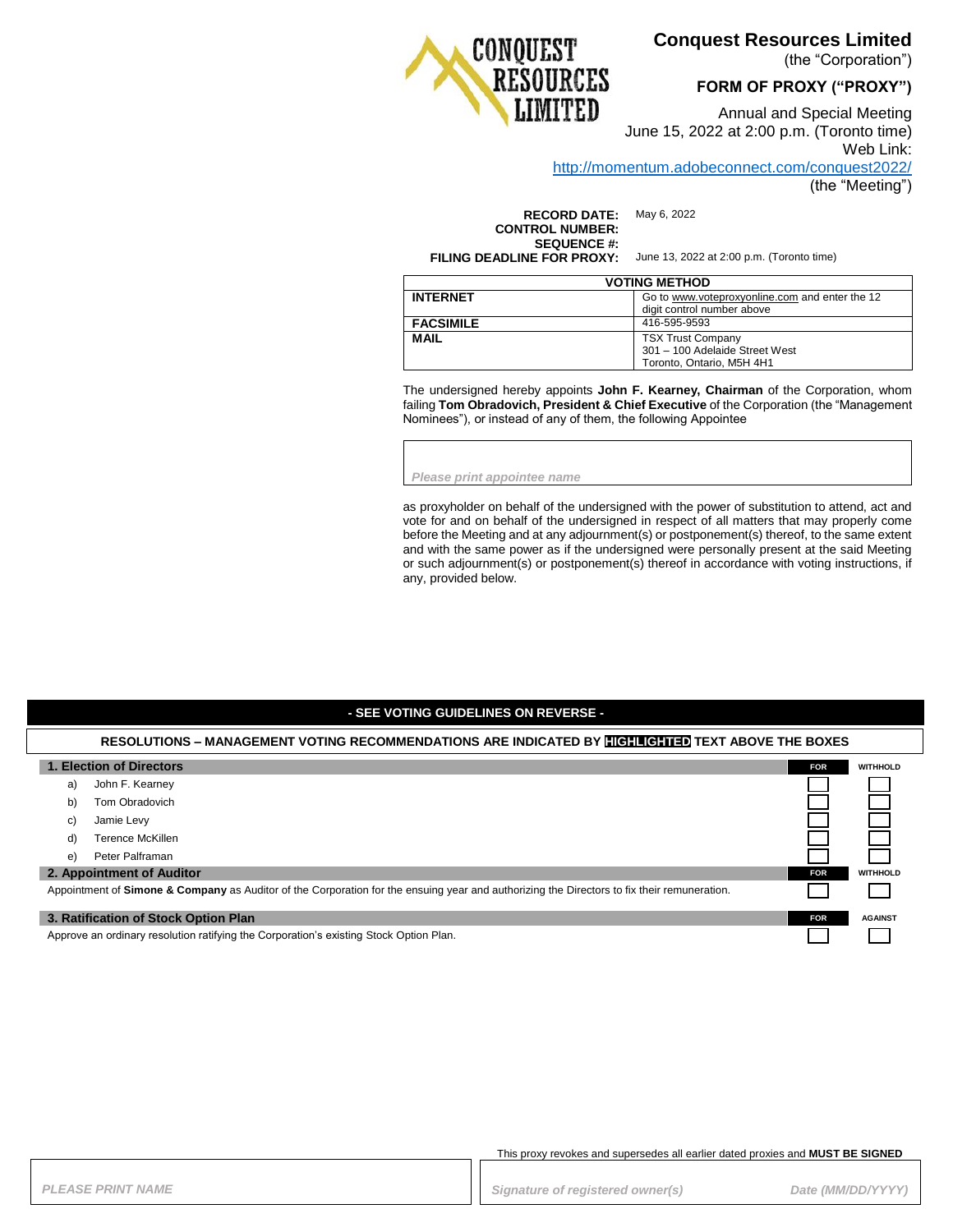# Conquest Resources Limited

(the "Corporation")

## FORM OF PROXY ("PROXY")

Annual and Special Meeting
June 15, 2022 at 2:00 p.m. (Toronto time)
Web Link:
http://momentum.adobeconnect.com/conquest2022/
(the "Meeting")

**RECORD DATE:** May 6, 2022
**CONTROL NUMBER:**
**SEQUENCE #:**
**FILING DEADLINE FOR PROXY:** June 13, 2022 at 2:00 p.m. (Toronto time)

| VOTING METHOD | |
|---|---|
| **INTERNET** | Go to www.voteproxyonline.com and enter the 12 digit control number above |
| **FACSIMILE** | 416-595-9593 |
| **MAIL** | TSX Trust Company<br>301 – 100 Adelaide Street West<br>Toronto, Ontario, M5H 4H1 |

The undersigned hereby appoints **John F. Kearney, Chairman** of the Corporation, whom failing **Tom Obradovich, President & Chief Executive** of the Corporation (the "Management Nominees"), or instead of any of them, the following Appointee

*Please print appointee name*

as proxyholder on behalf of the undersigned with the power of substitution to attend, act and vote for and on behalf of the undersigned in respect of all matters that may properly come before the Meeting and at any adjournment(s) or postponement(s) thereof, to the same extent and with the same power as if the undersigned were personally present at the said Meeting or such adjournment(s) or postponement(s) thereof in accordance with voting instructions, if any, provided below.

**- SEE VOTING GUIDELINES ON REVERSE -**

**RESOLUTIONS – MANAGEMENT VOTING RECOMMENDATIONS ARE INDICATED BY HIGHLIGHTED TEXT ABOVE THE BOXES**

| **1. Election of Directors** | **FOR** | **WITHHOLD** |
|---|---|---|
| a) John F. Kearney | ☐ | ☐ |
| b) Tom Obradovich | ☐ | ☐ |
| c) Jamie Levy | ☐ | ☐ |
| d) Terence McKillen | ☐ | ☐ |
| e) Peter Palframan | ☐ | ☐ |

| **2. Appointment of Auditor** | **FOR** | **WITHHOLD** |
|---|---|---|
| Appointment of **Simone & Company** as Auditor of the Corporation for the ensuing year and authorizing the Directors to fix their remuneration. | ☐ | ☐ |

| **3. Ratification of Stock Option Plan** | **FOR** | **AGAINST** |
|---|---|---|
| Approve an ordinary resolution ratifying the Corporation's existing Stock Option Plan. | ☐ | ☐ |

This proxy revokes and supersedes all earlier dated proxies and **MUST BE SIGNED**

*PLEASE PRINT NAME* | *Signature of registered owner(s)* | *Date (MM/DD/YYYY)*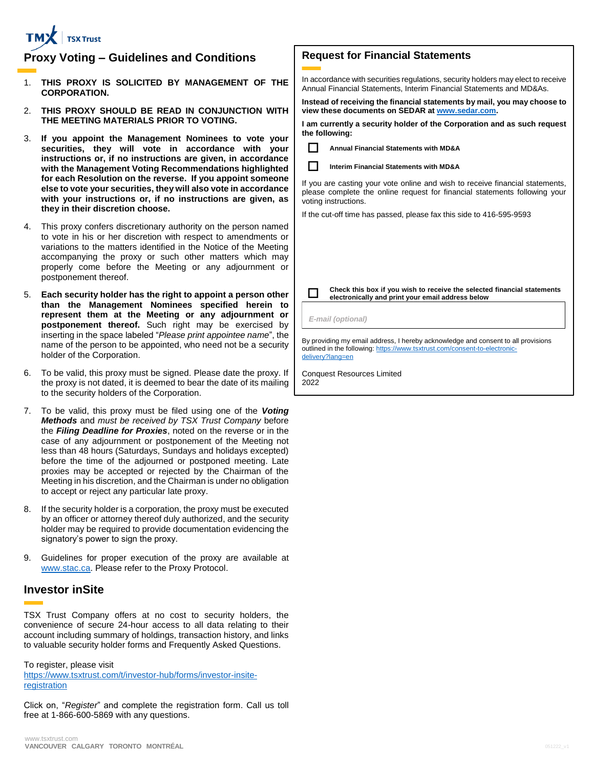TMX | TSX Trust

# Proxy Voting – Guidelines and Conditions

1. **THIS PROXY IS SOLICITED BY MANAGEMENT OF THE CORPORATION.**
2. **THIS PROXY SHOULD BE READ IN CONJUNCTION WITH THE MEETING MATERIALS PRIOR TO VOTING.**
3. **If you appoint the Management Nominees to vote your securities, they will vote in accordance with your instructions or, if no instructions are given, in accordance with the Management Voting Recommendations highlighted for each Resolution on the reverse. If you appoint someone else to vote your securities, they will also vote in accordance with your instructions or, if no instructions are given, as they in their discretion choose.**
4. This proxy confers discretionary authority on the person named to vote in his or her discretion with respect to amendments or variations to the matters identified in the Notice of the Meeting accompanying the proxy or such other matters which may properly come before the Meeting or any adjournment or postponement thereof.
5. **Each security holder has the right to appoint a person other than the Management Nominees specified herein to represent them at the Meeting or any adjournment or postponement thereof.** Such right may be exercised by inserting in the space labeled "*Please print appointee name*", the name of the person to be appointed, who need not be a security holder of the Corporation.
6. To be valid, this proxy must be signed. Please date the proxy. If the proxy is not dated, it is deemed to bear the date of its mailing to the security holders of the Corporation.
7. To be valid, this proxy must be filed using one of the ***Voting Methods*** and *must be received by TSX Trust Company* before the ***Filing Deadline for Proxies***, noted on the reverse or in the case of any adjournment or postponement of the Meeting not less than 48 hours (Saturdays, Sundays and holidays excepted) before the time of the adjourned or postponed meeting. Late proxies may be accepted or rejected by the Chairman of the Meeting in his discretion, and the Chairman is under no obligation to accept or reject any particular late proxy.
8. If the security holder is a corporation, the proxy must be executed by an officer or attorney thereof duly authorized, and the security holder may be required to provide documentation evidencing the signatory's power to sign the proxy.
9. Guidelines for proper execution of the proxy are available at www.stac.ca. Please refer to the Proxy Protocol.

## Investor inSite

TSX Trust Company offers at no cost to security holders, the convenience of secure 24-hour access to all data relating to their account including summary of holdings, transaction history, and links to valuable security holder forms and Frequently Asked Questions.

To register, please visit https://www.tsxtrust.com/t/investor-hub/forms/investor-insite-registration

Click on, "*Register*" and complete the registration form. Call us toll free at 1-866-600-5869 with any questions.

## Request for Financial Statements

In accordance with securities regulations, security holders may elect to receive Annual Financial Statements, Interim Financial Statements and MD&As.

**Instead of receiving the financial statements by mail, you may choose to view these documents on SEDAR at www.sedar.com.**

**I am currently a security holder of the Corporation and as such request the following:**

☐ **Annual Financial Statements with MD&A**

☐ **Interim Financial Statements with MD&A**

If you are casting your vote online and wish to receive financial statements, please complete the online request for financial statements following your voting instructions.

If the cut-off time has passed, please fax this side to 416-595-9593

☐ **Check this box if you wish to receive the selected financial statements electronically and print your email address below**

*E-mail (optional)*

By providing my email address, I hereby acknowledge and consent to all provisions outlined in the following: https://www.tsxtrust.com/consent-to-electronic-delivery?lang=en

Conquest Resources Limited
2022

www.tsxtrust.com
VANCOUVER CALGARY TORONTO MONTRÉAL